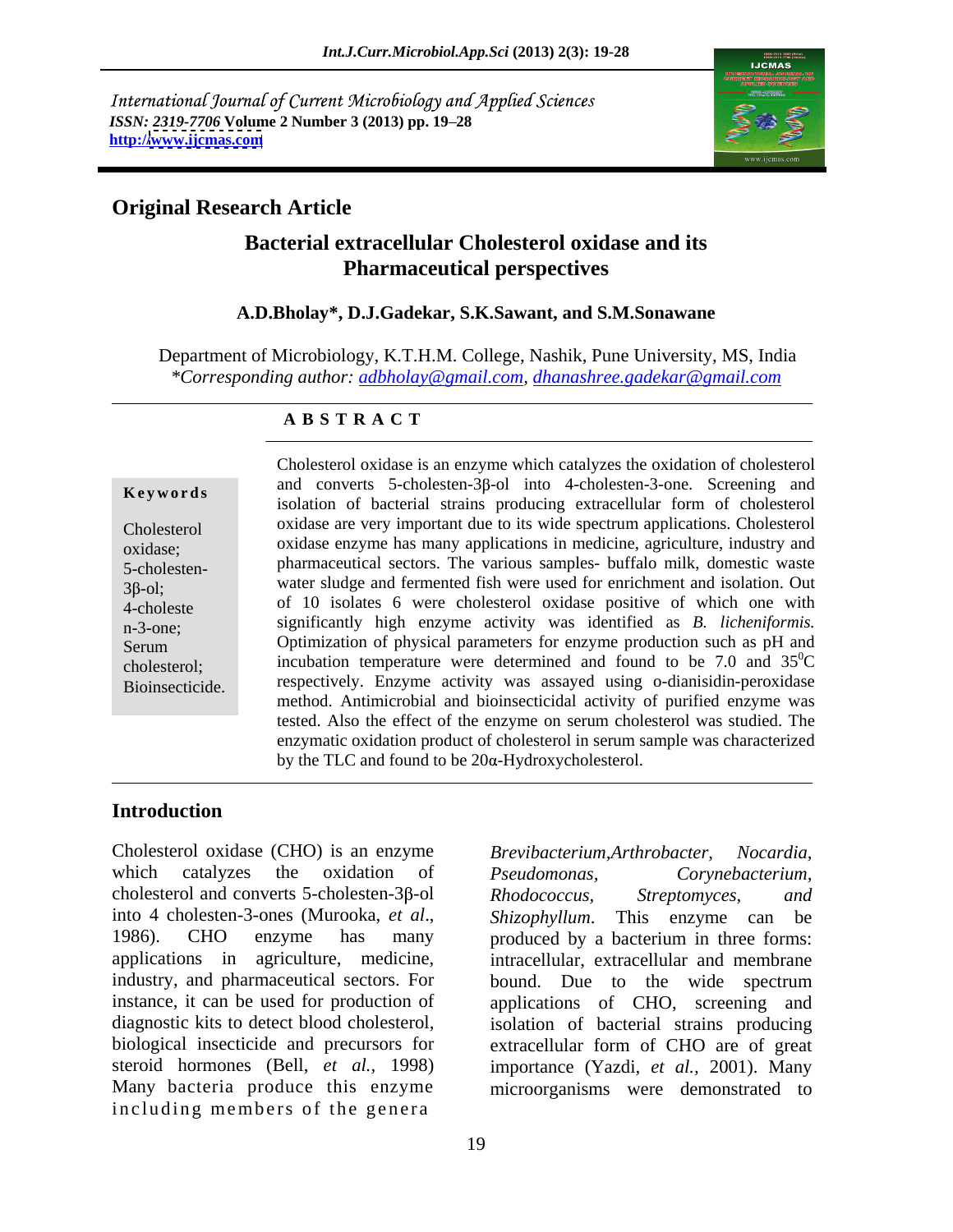International Journal of Current Microbiology and Applied Sciences
*ISSN: 2319-7706* **Volume 2 Number 3 (2013) pp. 19–28**
**http://www.ijcmas.com**

## Original Research Article

# Bacterial extracellular Cholesterol oxidase and its Pharmaceutical perspectives

**A.D.Bholay\*, D.J.Gadekar, S.K.Sawant, and S.M.Sonawane**

Department of Microbiology, K.T.H.M. College, Nashik, Pune University, MS, India
*\*Corresponding author: adbholay@gmail.com, dhanashree.gadekar@gmail.com*

**A B S T R A C T**

**Keywords**

Cholesterol oxidase; 5-cholesten-3β-ol; 4-cholesten-3-one; Serum cholesterol; Bioinsecticide.

Cholesterol oxidase is an enzyme which catalyzes the oxidation of cholesterol and converts 5-cholesten-3β-ol into 4-cholesten-3-one. Screening and isolation of bacterial strains producing extracellular form of cholesterol oxidase are very important due to its wide spectrum applications. Cholesterol oxidase enzyme has many applications in medicine, agriculture, industry and pharmaceutical sectors. The various samples- buffalo milk, domestic waste water sludge and fermented fish were used for enrichment and isolation. Out of 10 isolates 6 were cholesterol oxidase positive of which one with significantly high enzyme activity was identified as *B. licheniformis.* Optimization of physical parameters for enzyme production such as pH and incubation temperature were determined and found to be 7.0 and $35^0$C respectively. Enzyme activity was assayed using o-dianisidin-peroxidase method. Antimicrobial and bioinsecticidal activity of purified enzyme was tested. Also the effect of the enzyme on serum cholesterol was studied. The enzymatic oxidation product of cholesterol in serum sample was characterized by the TLC and found to be 20α-Hydroxycholesterol.

## Introduction

Cholesterol oxidase (CHO) is an enzyme which catalyzes the oxidation of cholesterol and converts 5-cholesten-3β-ol into 4 cholesten-3-ones (Murooka, *et al*., 1986). CHO enzyme has many applications in agriculture, medicine, industry, and pharmaceutical sectors. For instance, it can be used for production of diagnostic kits to detect blood cholesterol, biological insecticide and precursors for steroid hormones (Bell, *et al.*, 1998) Many bacteria produce this enzyme including members of the genera *Brevibacterium,Arthrobacter, Nocardia, Pseudomonas, Corynebacterium, Rhodococcus, Streptomyces, and Shizophyllum*. This enzyme can be produced by a bacterium in three forms: intracellular, extracellular and membrane bound. Due to the wide spectrum applications of CHO, screening and isolation of bacterial strains producing extracellular form of CHO are of great importance (Yazdi, *et al.,* 2001). Many microorganisms were demonstrated to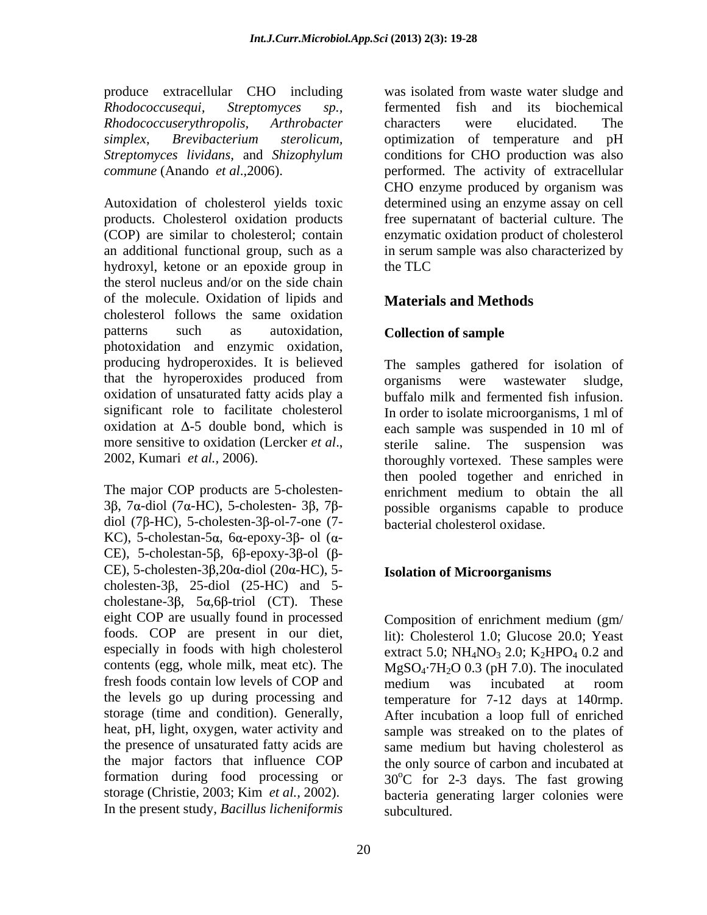produce extracellular CHO including *Rhodococcusequi*, *Streptomyces sp.*, *Rhodococcuserythropolis*, *Arthrobacter simplex*, *Brevibacterium sterolicum*, *Streptomyces lividans*, and *Shizophylum commune* (Anando *et al*.,2006).

Autoxidation of cholesterol yields toxic products. Cholesterol oxidation products (COP) are similar to cholesterol; contain an additional functional group, such as a hydroxyl, ketone or an epoxide group in the sterol nucleus and/or on the side chain of the molecule. Oxidation of lipids and cholesterol follows the same oxidation patterns such as autoxidation, photoxidation and enzymic oxidation, producing hydroperoxides. It is believed that the hyroperoxides produced from oxidation of unsaturated fatty acids play a significant role to facilitate cholesterol oxidation at $\Delta$-5 double bond, which is more sensitive to oxidation (Lercker *et al*., 2002, Kumari *et al.*, 2006).

The major COP products are 5-cholesten-3β, 7α-diol (7α-HC), 5-cholesten- 3β, 7β-diol (7β-HC), 5-cholesten-3β-ol-7-one (7-KC), 5-cholestan-5α, 6α-epoxy-3β- ol (α-CE), 5-cholestan-5β, 6β-epoxy-3β-ol (β-CE), 5-cholesten-3β,20α-diol (20α-HC), 5-cholesten-3β, 25-diol (25-HC) and 5-cholestane-3β, 5α,6β-triol (CT). These eight COP are usually found in processed foods. COP are present in our diet, especially in foods with high cholesterol contents (egg, whole milk, meat etc). The fresh foods contain low levels of COP and the levels go up during processing and storage (time and condition). Generally, heat, pH, light, oxygen, water activity and the presence of unsaturated fatty acids are the major factors that influence COP formation during food processing or storage (Christie, 2003; Kim *et al.*, 2002). In the present study, *Bacillus licheniformis* was isolated from waste water sludge and fermented fish and its biochemical characters were elucidated. The optimization of temperature and pH conditions for CHO production was also performed. The activity of extracellular CHO enzyme produced by organism was determined using an enzyme assay on cell free supernatant of bacterial culture. The enzymatic oxidation product of cholesterol in serum sample was also characterized by the TLC

## Materials and Methods

### Collection of sample

The samples gathered for isolation of organisms were wastewater sludge, buffalo milk and fermented fish infusion. In order to isolate microorganisms, 1 ml of each sample was suspended in 10 ml of sterile saline. The suspension was thoroughly vortexed. These samples were then pooled together and enriched in enrichment medium to obtain the all possible organisms capable to produce bacterial cholesterol oxidase.

### Isolation of Microorganisms

Composition of enrichment medium (gm/ lit): Cholesterol 1.0; Glucose 20.0; Yeast extract 5.0; $NH_4NO_3$ 2.0; $K_2HPO_4$ 0.2 and $MgSO_4 \cdot 7H_2O$ 0.3 (pH 7.0). The inoculated medium was incubated at room temperature for 7-12 days at 140rmp. After incubation a loop full of enriched sample was streaked on to the plates of same medium but having cholesterol as the only source of carbon and incubated at 30$^o$C for 2-3 days. The fast growing bacteria generating larger colonies were subcultured.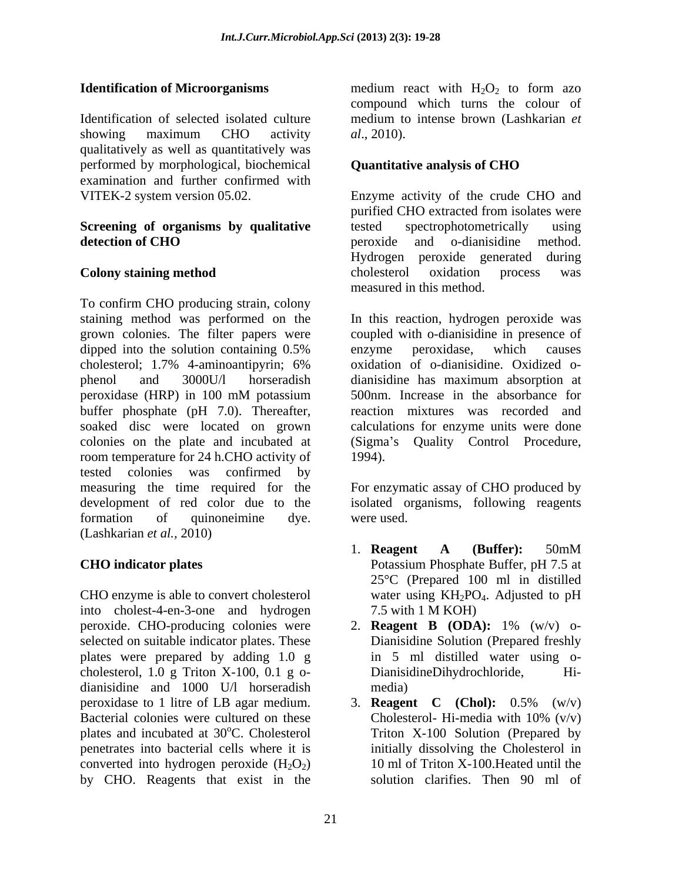### Identification of Microorganisms

Identification of selected isolated culture showing maximum CHO activity qualitatively as well as quantitatively was performed by morphological, biochemical examination and further confirmed with VITEK-2 system version 05.02.

### Screening of organisms by qualitative detection of CHO

#### Colony staining method

To confirm CHO producing strain, colony staining method was performed on the grown colonies. The filter papers were dipped into the solution containing 0.5% cholesterol; 1.7% 4-aminoantipyrin; 6% phenol and 3000U/l horseradish peroxidase (HRP) in 100 mM potassium buffer phosphate (pH 7.0). Thereafter, soaked disc were located on grown colonies on the plate and incubated at room temperature for 24 h.CHO activity of tested colonies was confirmed by measuring the time required for the development of red color due to the formation of quinoneimine dye. (Lashkarian *et al.,* 2010)

#### CHO indicator plates

CHO enzyme is able to convert cholesterol into cholest-4-en-3-one and hydrogen peroxide. CHO-producing colonies were selected on suitable indicator plates. These plates were prepared by adding 1.0 g cholesterol, 1.0 g Triton X-100, 0.1 g o-dianisidine and 1000 U/l horseradish peroxidase to 1 litre of LB agar medium. Bacterial colonies were cultured on these plates and incubated at 30°C. Cholesterol penetrates into bacterial cells where it is converted into hydrogen peroxide ($H_2O_2$) by CHO. Reagents that exist in the medium react with $H_2O_2$ to form azo compound which turns the colour of medium to intense brown (Lashkarian *et al*., 2010).

### Quantitative analysis of CHO

Enzyme activity of the crude CHO and purified CHO extracted from isolates were tested spectrophotometrically using peroxide and o-dianisidine method. Hydrogen peroxide generated during cholesterol oxidation process was measured in this method.

In this reaction, hydrogen peroxide was coupled with o-dianisidine in presence of enzyme peroxidase, which causes oxidation of o-dianisidine. Oxidized o-dianisidine has maximum absorption at 500nm. Increase in the absorbance for reaction mixtures was recorded and calculations for enzyme units were done (Sigma's Quality Control Procedure, 1994).

For enzymatic assay of CHO produced by isolated organisms, following reagents were used.

1. **Reagent A (Buffer):** 50mM Potassium Phosphate Buffer, pH 7.5 at 25°C (Prepared 100 ml in distilled water using $KH_2PO_4$. Adjusted to pH 7.5 with 1 M KOH)
2. **Reagent B (ODA):** 1% (w/v) o-Dianisidine Solution (Prepared freshly in 5 ml distilled water using o-DianisidineDihydrochloride, Hi-media)
3. **Reagent C (Chol):** 0.5% (w/v) Cholesterol- Hi-media with 10% (v/v) Triton X-100 Solution (Prepared by initially dissolving the Cholesterol in 10 ml of Triton X-100.Heated until the solution clarifies. Then 90 ml of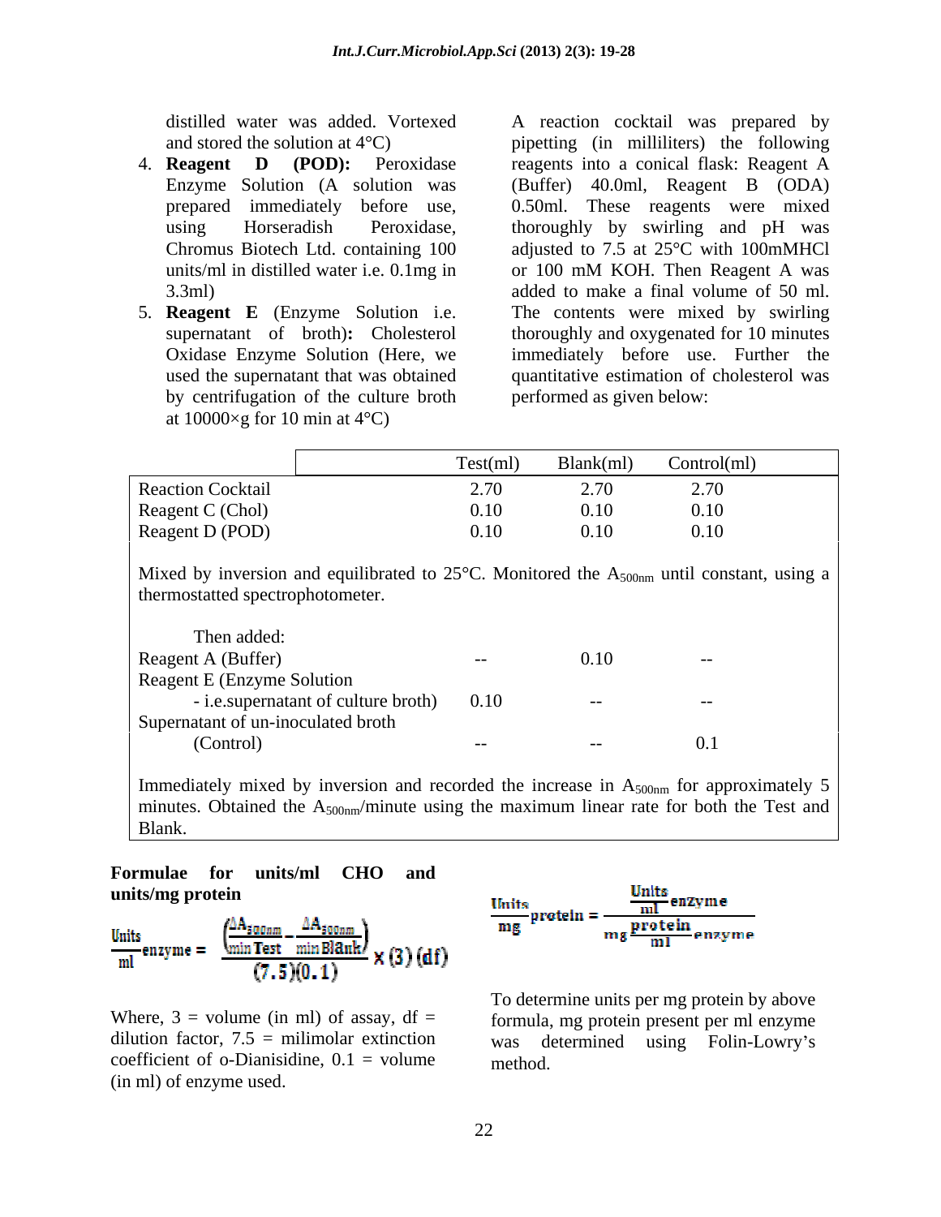distilled water was added. Vortexed and stored the solution at 4°C)

4. **Reagent D (POD):** Peroxidase Enzyme Solution (A solution was prepared immediately before use, using Horseradish Peroxidase, Chromus Biotech Ltd. containing 100 units/ml in distilled water i.e. 0.1mg in 3.3ml)
5. **Reagent E** (Enzyme Solution i.e. supernatant of broth)**:** Cholesterol Oxidase Enzyme Solution (Here, we used the supernatant that was obtained by centrifugation of the culture broth at 10000×g for 10 min at 4°C)

A reaction cocktail was prepared by pipetting (in milliliters) the following reagents into a conical flask: Reagent A (Buffer) 40.0ml, Reagent B (ODA) 0.50ml. These reagents were mixed thoroughly by swirling and pH was adjusted to 7.5 at 25°C with 100mMHCl or 100 mM KOH. Then Reagent A was added to make a final volume of 50 ml. The contents were mixed by swirling thoroughly and oxygenated for 10 minutes immediately before use. Further the quantitative estimation of cholesterol was performed as given below:

| | Test(ml) | Blank(ml) | Control(ml) |
|---|---|---|---|
| Reaction Cocktail | 2.70 | 2.70 | 2.70 |
| Reagent C (Chol) | 0.10 | 0.10 | 0.10 |
| Reagent D (POD) | 0.10 | 0.10 | 0.10 |
| Mixed by inversion and equilibrated to 25°C. Monitored the $A_{500nm}$ until constant, using a thermostatted spectrophotometer. | | | |
| Then added: | | | |
| Reagent A (Buffer) | -- | 0.10 | -- |
| Reagent E (Enzyme Solution - i.e.supernatant of culture broth) | 0.10 | -- | -- |
| Supernatant of un-inoculated broth (Control) | -- | -- | 0.1 |
| Immediately mixed by inversion and recorded the increase in $A_{500nm}$ for approximately 5 minutes. Obtained the $A_{500nm}$/minute using the maximum linear rate for both the Test and Blank. | | | |

**Formulae for units/ml CHO and units/mg protein**

$$\frac{\text{Units}}{\text{ml}}\text{enzyme} = \frac{\left(\frac{\Delta A_{500nm}}{\text{min Test}} - \frac{\Delta A_{500nm}}{\text{min Blank}}\right)}{(7.5)(0.1)} \times (3)(\text{df})$$

Where, 3 = volume (in ml) of assay, df = dilution factor, 7.5 = milimolar extinction coefficient of o-Dianisidine, 0.1 = volume (in ml) of enzyme used.

$$\frac{\text{Units}}{\text{mg}}\text{protein} = \frac{\frac{\text{Units}}{\text{ml}}\text{enzyme}}{\text{mg}\frac{\text{protein}}{\text{ml}}\text{enzyme}}$$

To determine units per mg protein by above formula, mg protein present per ml enzyme was determined using Folin-Lowry's method.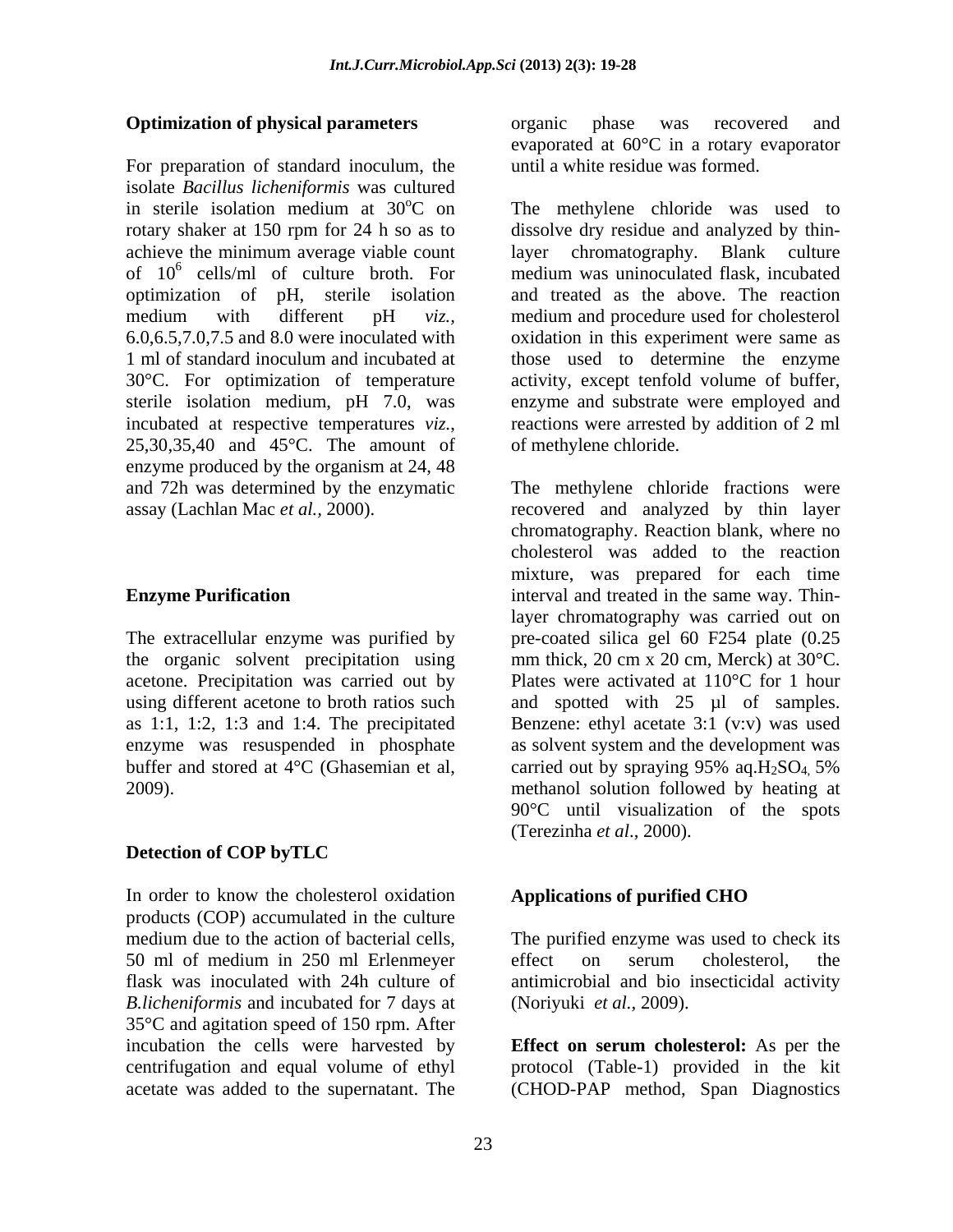**Optimization of physical parameters**

For preparation of standard inoculum, the isolate *Bacillus licheniformis* was cultured in sterile isolation medium at 30$^o$C on rotary shaker at 150 rpm for 24 h so as to achieve the minimum average viable count of $10^6$ cells/ml of culture broth. For optimization of pH, sterile isolation medium with different pH *viz.,* 6.0,6.5,7.0,7.5 and 8.0 were inoculated with 1 ml of standard inoculum and incubated at 30°C. For optimization of temperature sterile isolation medium, pH 7.0, was incubated at respective temperatures *viz.*, 25,30,35,40 and 45°C. The amount of enzyme produced by the organism at 24, 48 and 72h was determined by the enzymatic assay (Lachlan Mac *et al.,* 2000).

**Enzyme Purification**

The extracellular enzyme was purified by the organic solvent precipitation using acetone. Precipitation was carried out by using different acetone to broth ratios such as 1:1, 1:2, 1:3 and 1:4. The precipitated enzyme was resuspended in phosphate buffer and stored at 4°C (Ghasemian et al, 2009).

**Detection of COP byTLC**

In order to know the cholesterol oxidation products (COP) accumulated in the culture medium due to the action of bacterial cells, 50 ml of medium in 250 ml Erlenmeyer flask was inoculated with 24h culture of *B.licheniformis* and incubated for 7 days at 35°C and agitation speed of 150 rpm. After incubation the cells were harvested by centrifugation and equal volume of ethyl acetate was added to the supernatant. The organic phase was recovered and evaporated at 60°C in a rotary evaporator until a white residue was formed.

The methylene chloride was used to dissolve dry residue and analyzed by thin-layer chromatography. Blank culture medium was uninoculated flask, incubated and treated as the above. The reaction medium and procedure used for cholesterol oxidation in this experiment were same as those used to determine the enzyme activity, except tenfold volume of buffer, enzyme and substrate were employed and reactions were arrested by addition of 2 ml of methylene chloride.

The methylene chloride fractions were recovered and analyzed by thin layer chromatography. Reaction blank, where no cholesterol was added to the reaction mixture, was prepared for each time interval and treated in the same way. Thin-layer chromatography was carried out on pre-coated silica gel 60 F254 plate (0.25 mm thick, 20 cm x 20 cm, Merck) at 30°C. Plates were activated at 110°C for 1 hour and spotted with 25 µl of samples. Benzene: ethyl acetate 3:1 (v:v) was used as solvent system and the development was carried out by spraying 95% aq.$H_2SO_4$, 5% methanol solution followed by heating at 90°C until visualization of the spots (Terezinha *et al*., 2000).

**Applications of purified CHO**

The purified enzyme was used to check its effect on serum cholesterol, the antimicrobial and bio insecticidal activity (Noriyuki *et al.,* 2009).

**Effect on serum cholesterol:** As per the protocol (Table-1) provided in the kit (CHOD-PAP method, Span Diagnostics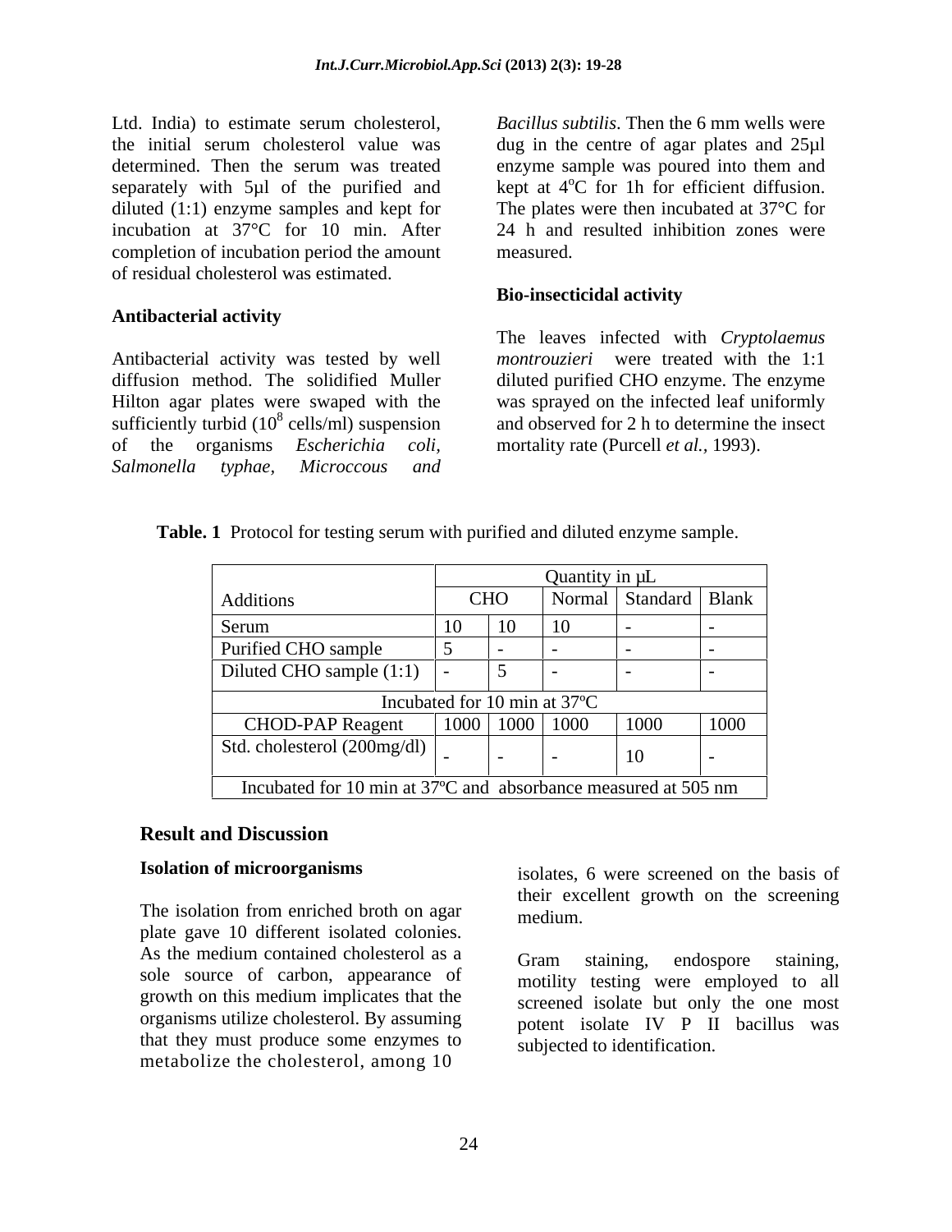Ltd. India) to estimate serum cholesterol, the initial serum cholesterol value was determined. Then the serum was treated separately with 5µl of the purified and diluted (1:1) enzyme samples and kept for incubation at 37°C for 10 min. After completion of incubation period the amount of residual cholesterol was estimated.

### Antibacterial activity

Antibacterial activity was tested by well diffusion method. The solidified Muller Hilton agar plates were swaped with the sufficiently turbid ($10^8$ cells/ml) suspension of the organisms *Escherichia coli*, *Salmonella typhae*, *Microccous* and *Bacillus subtilis*. Then the 6 mm wells were dug in the centre of agar plates and 25µl enzyme sample was poured into them and kept at 4°C for 1h for efficient diffusion. The plates were then incubated at 37°C for 24 h and resulted inhibition zones were measured.

### Bio-insecticidal activity

The leaves infected with *Cryptolaemus montrouzieri* were treated with the 1:1 diluted purified CHO enzyme. The enzyme was sprayed on the infected leaf uniformly and observed for 2 h to determine the insect mortality rate (Purcell *et al.*, 1993).

**Table. 1** Protocol for testing serum with purified and diluted enzyme sample.

| Additions | Quantity in µL | | | | |
|---|---|---|---|---|---|
| | CHO | | Normal | Standard | Blank |
| Serum | 10 | 10 | 10 | - | - |
| Purified CHO sample | 5 | - | - | - | - |
| Diluted CHO sample (1:1) | - | 5 | - | - | - |
| Incubated for 10 min at 37ºC | | | | | |
| CHOD-PAP Reagent | 1000 | 1000 | 1000 | 1000 | 1000 |
| Std. cholesterol (200mg/dl) | - | - | - | 10 | - |
| Incubated for 10 min at 37ºC and absorbance measured at 505 nm | | | | | |

## Result and Discussion

### Isolation of microorganisms

The isolation from enriched broth on agar plate gave 10 different isolated colonies. As the medium contained cholesterol as a sole source of carbon, appearance of growth on this medium implicates that the organisms utilize cholesterol. By assuming that they must produce some enzymes to metabolize the cholesterol, among 10 isolates, 6 were screened on the basis of their excellent growth on the screening medium.

Gram staining, endospore staining, motility testing were employed to all screened isolate but only the one most potent isolate IV P II bacillus was subjected to identification.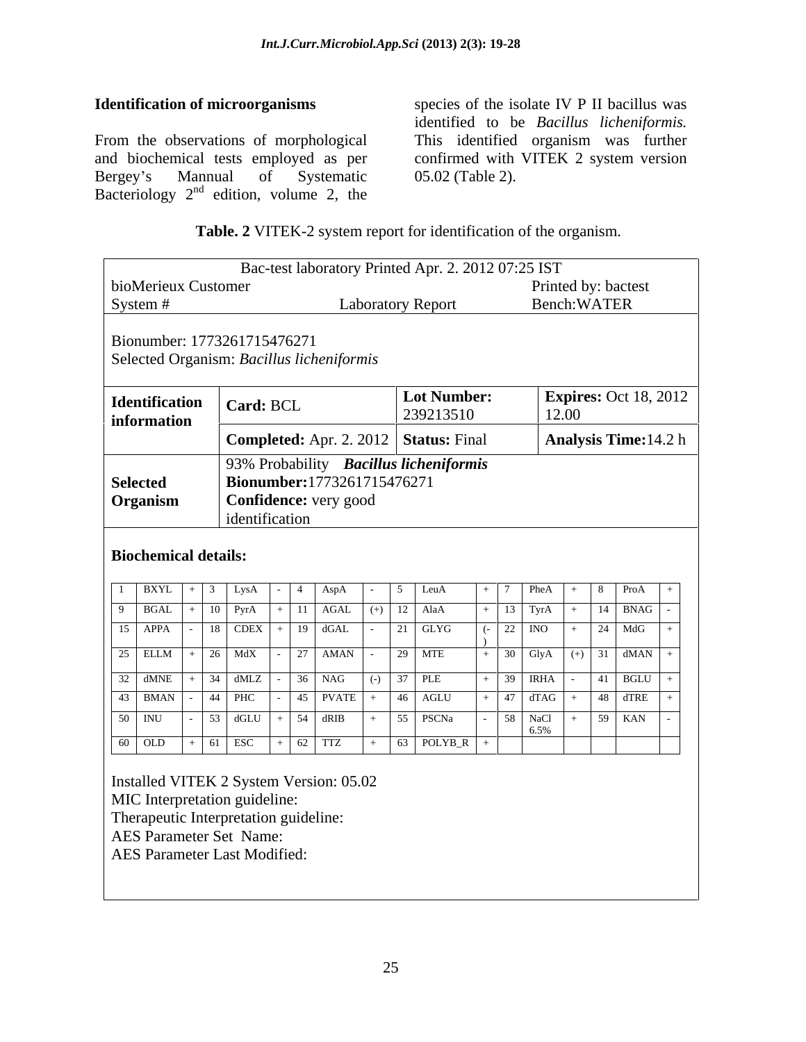### Identification of microorganisms

From the observations of morphological and biochemical tests employed as per Bergey's Mannual of Systematic Bacteriology 2nd edition, volume 2, the species of the isolate IV P II bacillus was identified to be *Bacillus licheniformis.* This identified organism was further confirmed with VITEK 2 system version 05.02 (Table 2).

**Table. 2** VITEK-2 system report for identification of the organism.

Bac-test laboratory Printed Apr. 2. 2012 07:25 IST

bioMerieux Customer — Printed by: bactest

System # — Laboratory Report — Bench:WATER

Bionumber: 1773261715476271

Selected Organism: *Bacillus licheniformis*

| **Identification information** | **Card:** BCL | **Lot Number:** 239213510 | **Expires:** Oct 18, 2012 12.00 |
|---|---|---|---|
| | **Completed:** Apr. 2. 2012 | **Status:** Final | **Analysis Time:** 14.2 h |

| **Selected Organism** | 93% Probability ***Bacillus licheniformis*** **Bionumber:** 1773261715476271 **Confidence:** very good identification |
|---|---|

**Biochemical details:**

| | | | | | | | | | | | | | | | | | |
|---|---|---|---|---|---|---|---|---|---|---|---|---|---|---|---|---|---|
| 1 | BXYL | + | 3 | LysA | - | 4 | AspA | - | 5 | LeuA | + | 7 | PheA | + | 8 | ProA | + |
| 9 | BGAL | + | 10 | PyrA | + | 11 | AGAL | (+) | 12 | AlaA | + | 13 | TyrA | + | 14 | BNAG | - |
| 15 | APPA | - | 18 | CDEX | + | 19 | dGAL | - | 21 | GLYG | (-) | 22 | INO | + | 24 | MdG | + |
| 25 | ELLM | + | 26 | MdX | - | 27 | AMAN | - | 29 | MTE | + | 30 | GlyA | (+) | 31 | dMAN | + |
| 32 | dMNE | + | 34 | dMLZ | - | 36 | NAG | (-) | 37 | PLE | + | 39 | IRHA | - | 41 | BGLU | + |
| 43 | BMAN | - | 44 | PHC | - | 45 | PVATE | + | 46 | AGLU | + | 47 | dTAG | + | 48 | dTRE | + |
| 50 | INU | - | 53 | dGLU | + | 54 | dRIB | + | 55 | PSCNa | - | 58 | NaCl 6.5% | + | 59 | KAN | - |
| 60 | OLD | + | 61 | ESC | + | 62 | TTZ | + | 63 | POLYB_R | + | | | | | | |

Installed VITEK 2 System Version: 05.02

MIC Interpretation guideline:

Therapeutic Interpretation guideline:

AES Parameter Set Name:

AES Parameter Last Modified: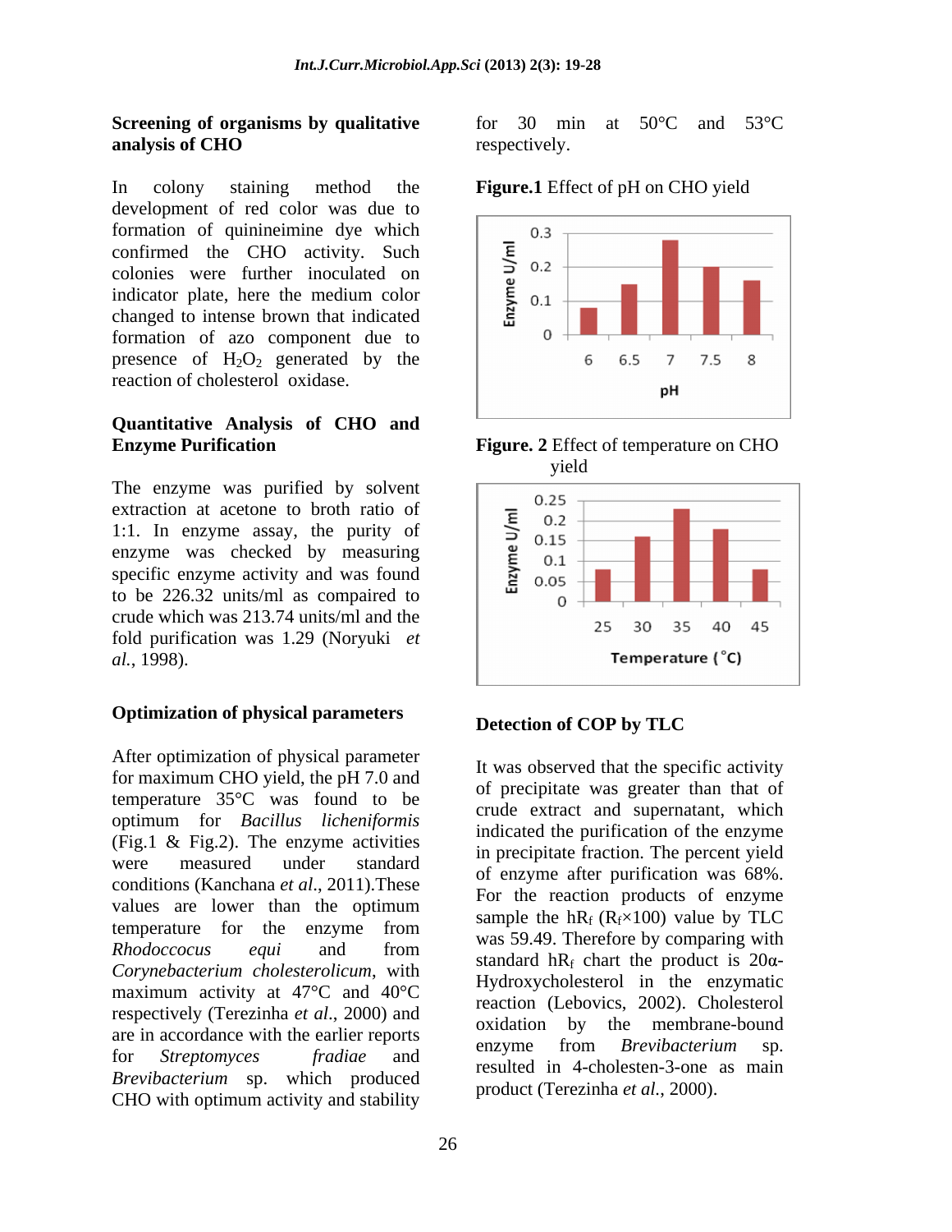### Screening of organisms by qualitative analysis of CHO

In colony staining method the development of red color was due to formation of quinineimine dye which confirmed the CHO activity. Such colonies were further inoculated on indicator plate, here the medium color changed to intense brown that indicated formation of azo component due to presence of $H_2O_2$ generated by the reaction of cholesterol oxidase.

### Quantitative Analysis of CHO and Enzyme Purification

The enzyme was purified by solvent extraction at acetone to broth ratio of 1:1. In enzyme assay, the purity of enzyme was checked by measuring specific enzyme activity and was found to be 226.32 units/ml as compaired to crude which was 213.74 units/ml and the fold purification was 1.29 (Noryuki *et al.*, 1998).

### Optimization of physical parameters

After optimization of physical parameter for maximum CHO yield, the pH 7.0 and temperature 35°C was found to be optimum for *Bacillus licheniformis* (Fig.1 & Fig.2). The enzyme activities were measured under standard conditions (Kanchana *et al*., 2011).These values are lower than the optimum temperature for the enzyme from *Rhodococcus equi* and from *Corynebacterium cholesterolicum*, with maximum activity at 47°C and 40°C respectively (Terezinha *et al*., 2000) and are in accordance with the earlier reports for *Streptomyces fradiae* and *Brevibacterium* sp. which produced CHO with optimum activity and stability for 30 min at 50°C and 53°C respectively.

**Figure.1** Effect of pH on CHO yield

**Figure. 2** Effect of temperature on CHO yield

### Detection of COP by TLC

It was observed that the specific activity of precipitate was greater than that of crude extract and supernatant, which indicated the purification of the enzyme in precipitate fraction. The percent yield of enzyme after purification was 68%. For the reaction products of enzyme sample the $hR_f$ ($R_f \times 100$) value by TLC was 59.49. Therefore by comparing with standard $hR_f$ chart the product is 20α-Hydroxycholesterol in the enzymatic reaction (Lebovics, 2002). Cholesterol oxidation by the membrane-bound enzyme from *Brevibacterium* sp. resulted in 4-cholesten-3-one as main product (Terezinha *et al.*, 2000).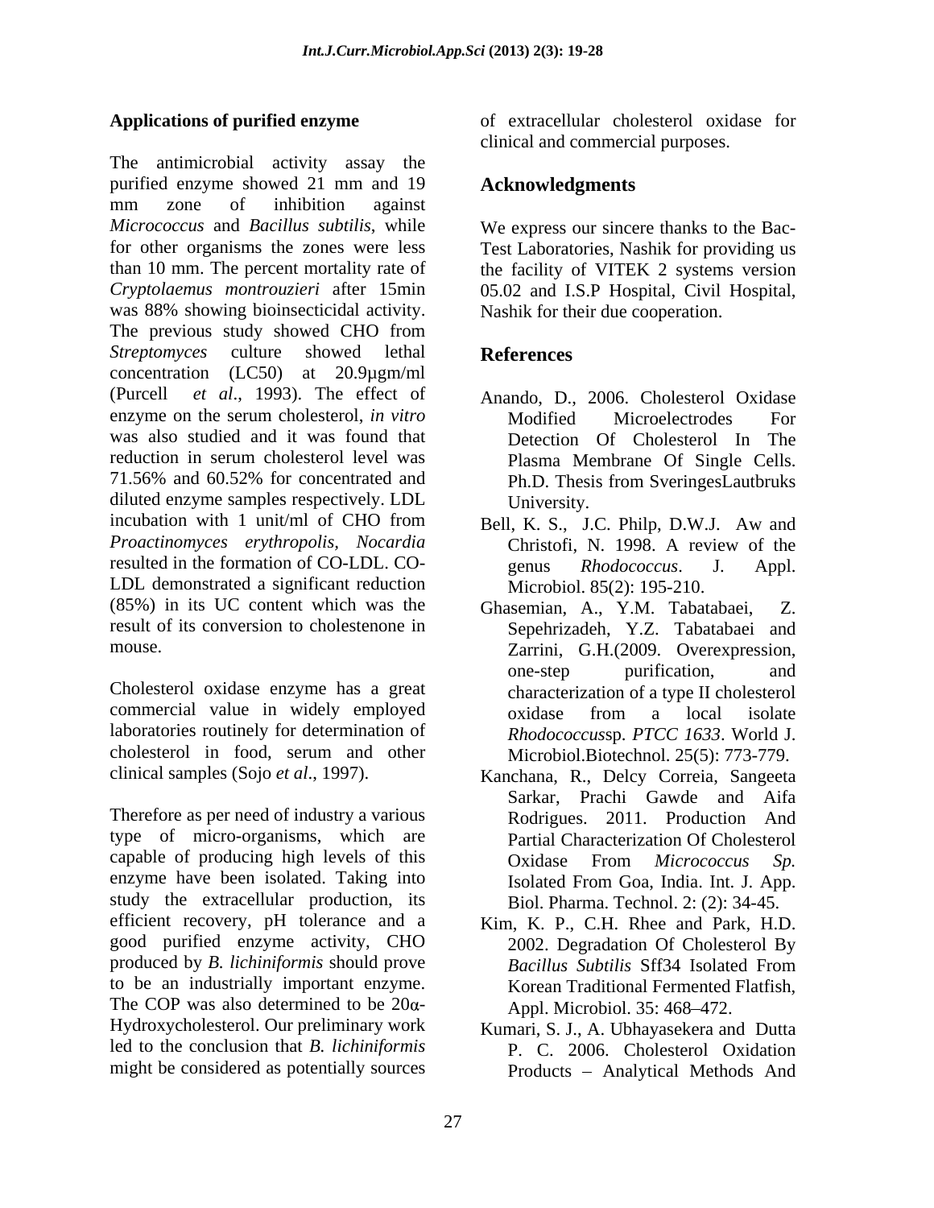## Applications of purified enzyme

The antimicrobial activity assay the purified enzyme showed 21 mm and 19 mm zone of inhibition against *Micrococcus* and *Bacillus subtilis*, while for other organisms the zones were less than 10 mm. The percent mortality rate of *Cryptolaemus montrouzieri* after 15min was 88% showing bioinsecticidal activity. The previous study showed CHO from *Streptomyces* culture showed lethal concentration (LC50) at 20.9µgm/ml (Purcell *et al*., 1993). The effect of enzyme on the serum cholesterol, *in vitro* was also studied and it was found that reduction in serum cholesterol level was 71.56% and 60.52% for concentrated and diluted enzyme samples respectively. LDL incubation with 1 unit/ml of CHO from *Proactinomyces erythropolis*, *Nocardia* resulted in the formation of CO-LDL. CO-LDL demonstrated a significant reduction (85%) in its UC content which was the result of its conversion to cholestenone in mouse.

Cholesterol oxidase enzyme has a great commercial value in widely employed laboratories routinely for determination of cholesterol in food, serum and other clinical samples (Sojo *et al*., 1997).

Therefore as per need of industry a various type of micro-organisms, which are capable of producing high levels of this enzyme have been isolated. Taking into study the extracellular production, its efficient recovery, pH tolerance and a good purified enzyme activity, CHO produced by *B. lichiniformis* should prove to be an industrially important enzyme. The COP was also determined to be 20α-Hydroxycholesterol. Our preliminary work led to the conclusion that *B. lichiniformis* might be considered as potentially sources of extracellular cholesterol oxidase for clinical and commercial purposes.

## Acknowledgments

We express our sincere thanks to the Bac-Test Laboratories, Nashik for providing us the facility of VITEK 2 systems version 05.02 and I.S.P Hospital, Civil Hospital, Nashik for their due cooperation.

## References

Anando, D., 2006. Cholesterol Oxidase Modified Microelectrodes For Detection Of Cholesterol In The Plasma Membrane Of Single Cells. Ph.D. Thesis from SveringesLautbruks University.

Bell, K. S., J.C. Philp, D.W.J. Aw and Christofi, N. 1998. A review of the genus *Rhodococcus*. J. Appl. Microbiol. 85(2): 195-210.

Ghasemian, A., Y.M. Tabatabaei, Z. Sepehrizadeh, Y.Z. Tabatabaei and Zarrini, G.H.(2009. Overexpression, one-step purification, and characterization of a type II cholesterol oxidase from a local isolate *Rhodococcus*sp. *PTCC 1633*. World J. Microbiol.Biotechnol. 25(5): 773-779.

Kanchana, R., Delcy Correia, Sangeeta Sarkar, Prachi Gawde and Aifa Rodrigues. 2011. Production And Partial Characterization Of Cholesterol Oxidase From *Micrococcus Sp.* Isolated From Goa, India. Int. J. App. Biol. Pharma. Technol. 2: (2): 34-45.

Kim, K. P., C.H. Rhee and Park, H.D. 2002. Degradation Of Cholesterol By *Bacillus Subtilis* Sff34 Isolated From Korean Traditional Fermented Flatfish, Appl. Microbiol. 35: 468–472.

Kumari, S. J., A. Ubhayasekera and Dutta P. C. 2006. Cholesterol Oxidation Products – Analytical Methods And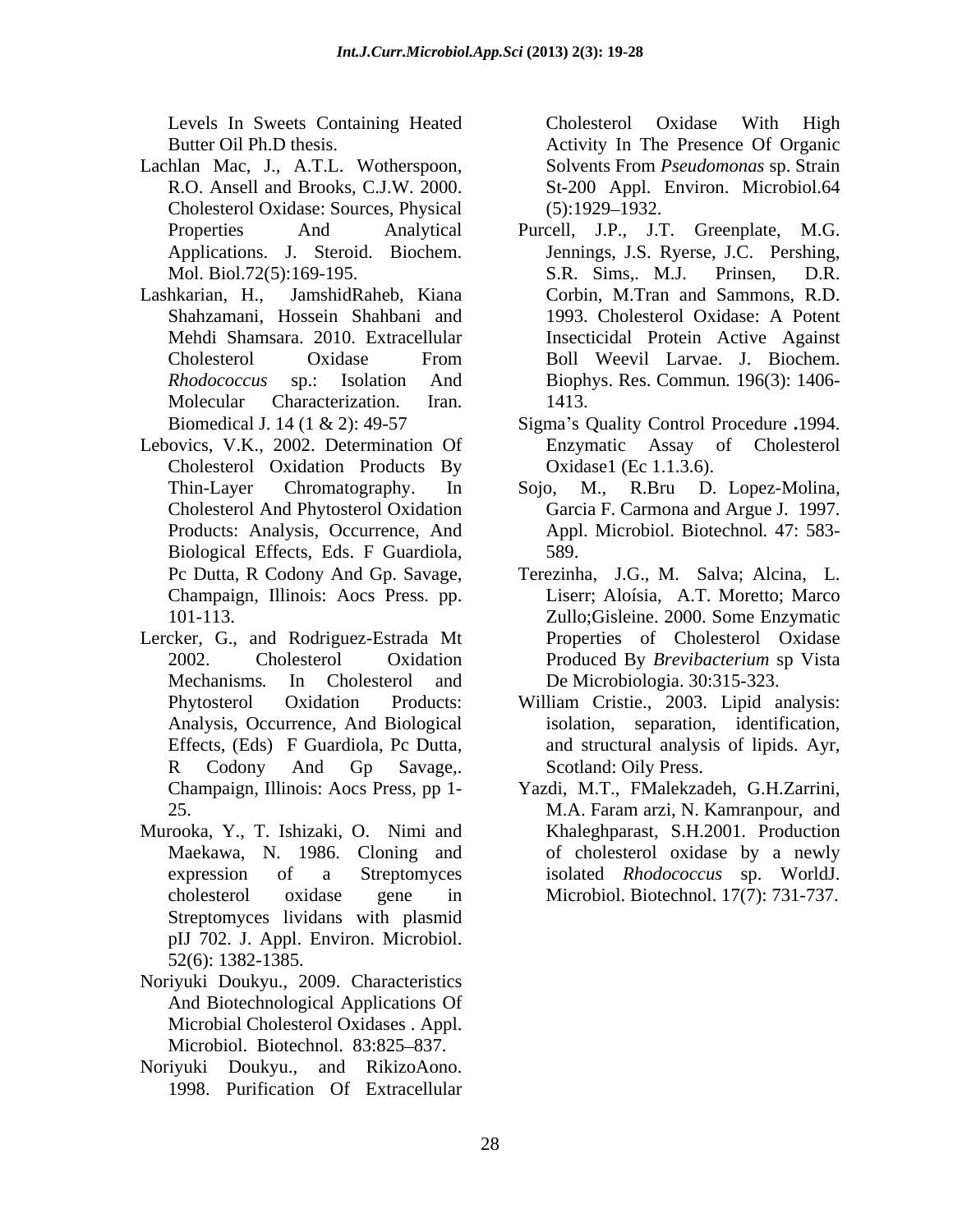Levels In Sweets Containing Heated Butter Oil Ph.D thesis.

Lachlan Mac, J., A.T.L. Wotherspoon, R.O. Ansell and Brooks, C.J.W. 2000. Cholesterol Oxidase: Sources, Physical Properties And Analytical Applications. J. Steroid. Biochem. Mol. Biol.72(5):169-195.

Lashkarian, H., JamshidRaheb, Kiana Shahzamani, Hossein Shahbani and Mehdi Shamsara. 2010. Extracellular Cholesterol Oxidase From *Rhodococcus* sp.: Isolation And Molecular Characterization. Iran. Biomedical J. 14 (1 & 2): 49-57

Lebovics, V.K., 2002. Determination Of Cholesterol Oxidation Products By Thin-Layer Chromatography. In Cholesterol And Phytosterol Oxidation Products: Analysis, Occurrence, And Biological Effects, Eds. F Guardiola, Pc Dutta, R Codony And Gp. Savage, Champaign, Illinois: Aocs Press. pp. 101-113.

Lercker, G., and Rodriguez-Estrada Mt 2002. Cholesterol Oxidation Mechanisms. In Cholesterol and Phytosterol Oxidation Products: Analysis, Occurrence, And Biological Effects, (Eds) F Guardiola, Pc Dutta, R Codony And Gp Savage,. Champaign, Illinois: Aocs Press, pp 1-25.

Murooka, Y., T. Ishizaki, O. Nimi and Maekawa, N. 1986. Cloning and expression of a Streptomyces cholesterol oxidase gene in Streptomyces lividans with plasmid pIJ 702. J. Appl. Environ. Microbiol. 52(6): 1382-1385.

Noriyuki Doukyu., 2009. Characteristics And Biotechnological Applications Of Microbial Cholesterol Oxidases . Appl. Microbiol. Biotechnol. 83:825–837.

Noriyuki Doukyu., and RikizoAono. 1998. Purification Of Extracellular Cholesterol Oxidase With High Activity In The Presence Of Organic Solvents From *Pseudomonas* sp. Strain St-200 Appl. Environ. Microbiol.64 (5):1929–1932.

Purcell, J.P., J.T. Greenplate, M.G. Jennings, J.S. Ryerse, J.C. Pershing, S.R. Sims,. M.J. Prinsen, D.R. Corbin, M.Tran and Sammons, R.D. 1993. Cholesterol Oxidase: A Potent Insecticidal Protein Active Against Boll Weevil Larvae. J. Biochem. Biophys. Res. Commun. 196(3): 1406-1413.

Sigma's Quality Control Procedure **.**1994. Enzymatic Assay of Cholesterol Oxidase1 (Ec 1.1.3.6).

Sojo, M., R.Bru D. Lopez-Molina, Garcia F. Carmona and Argue J. 1997. Appl. Microbiol. Biotechnol. 47: 583-589.

Terezinha, J.G., M. Salva; Alcina, L. Liserr; Aloísia, A.T. Moretto; Marco Zullo;Gisleine. 2000. Some Enzymatic Properties of Cholesterol Oxidase Produced By *Brevibacterium* sp Vista De Microbiologia. 30:315-323.

William Cristie., 2003. Lipid analysis: isolation, separation, identification, and structural analysis of lipids. Ayr, Scotland: Oily Press.

Yazdi, M.T., FMalekzadeh, G.H.Zarrini, M.A. Faram arzi, N. Kamranpour, and Khaleghparast, S.H.2001. Production of cholesterol oxidase by a newly isolated *Rhodococcus* sp. WorldJ. Microbiol. Biotechnol. 17(7): 731-737.